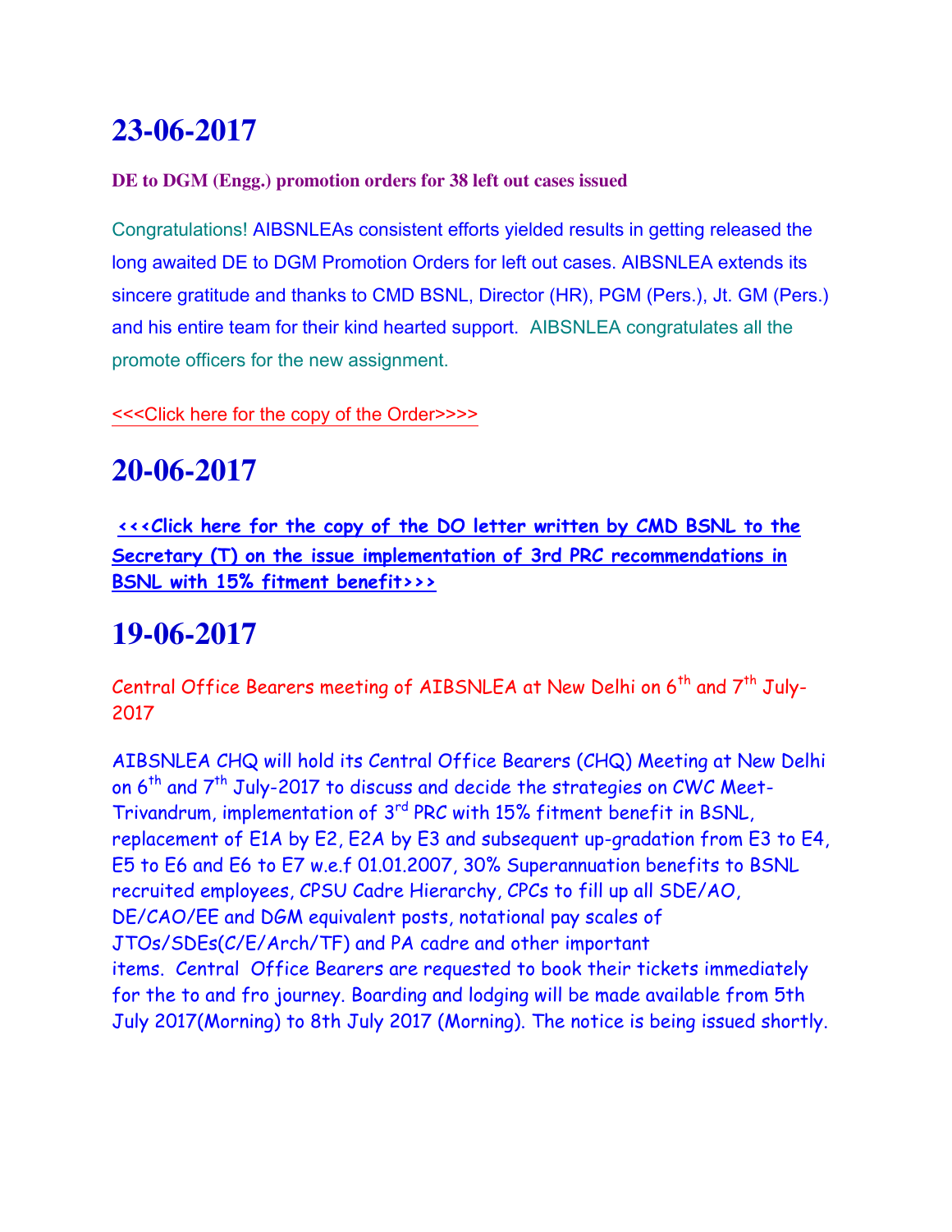# 23-06-2017

**DE to DGM (Engg.) promotion orders for 38 left out cases issued**

Congratulations! AIBSNLEAs consistent efforts yielded results in getting released the long awaited DE to DGM Promotion Orders for left out cases. AIBSNLEA extends its sincere gratitude and thanks to CMD BSNL, Director (HR), PGM (Pers.), Jt. GM (Pers.) and his entire team for their kind hearted support. AIBSNLEA congratulates all the promote officers for the new assignment.

<<<Click here for the copy of the Order>>>>

# 20-06-2017

**<<<Click here for the copy of the DO letter written by CMD BSNL to the Secretary (T) on the issue implementation of 3rd PRC recommendations in BSNL with 15% fitment benefit>>>**

# 19-06-2017

Central Office Bearers meeting of AIBSNLEA at New Delhi on 6th and 7th July-2017

AIBSNLEA CHQ will hold its Central Office Bearers (CHQ) Meeting at New Delhi on 6th and 7th July-2017 to discuss and decide the strategies on CWC Meet-Trivandrum, implementation of 3rd PRC with 15% fitment benefit in BSNL, replacement of E1A by E2, E2A by E3 and subsequent up-gradation from E3 to E4, E5 to E6 and E6 to E7 w.e.f 01.01.2007, 30% Superannuation benefits to BSNL recruited employees, CPSU Cadre Hierarchy, CPCs to fill up all SDE/AO, DE/CAO/EE and DGM equivalent posts, notational pay scales of JTOs/SDEs(C/E/Arch/TF) and PA cadre and other important items. Central Office Bearers are requested to book their tickets immediately for the to and fro journey. Boarding and lodging will be made available from 5th July 2017(Morning) to 8th July 2017 (Morning). The notice is being issued shortly.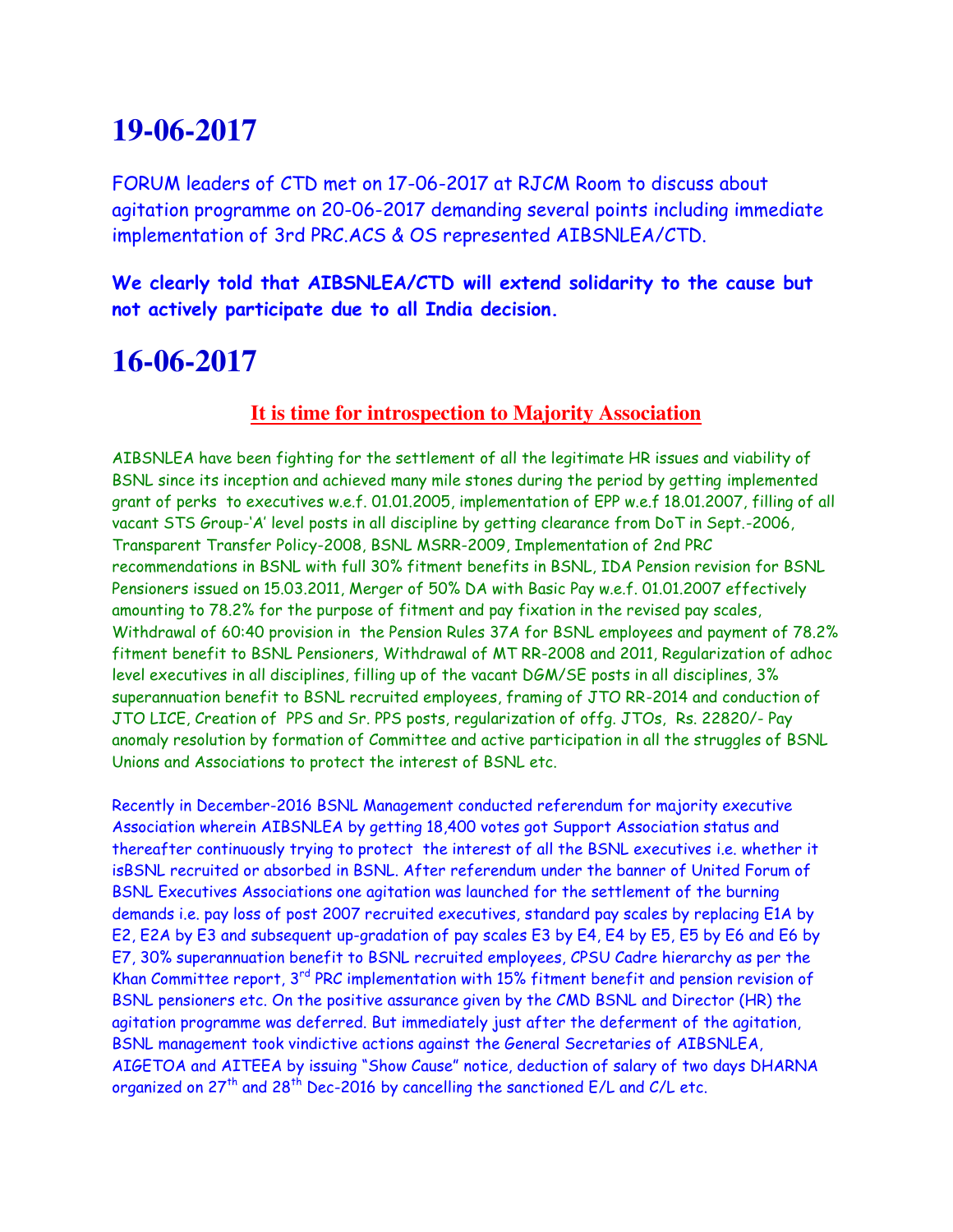# 19-06-2017

FORUM leaders of CTD met on 17-06-2017 at RJCM Room to discuss about agitation programme on 20-06-2017 demanding several points including immediate implementation of 3rd PRC.ACS & OS represented AIBSNLEA/CTD.

**We clearly told that AIBSNLEA/CTD will extend solidarity to the cause but not actively participate due to all India decision.**

# 16-06-2017

## It is time for introspection to Majority Association

AIBSNLEA have been fighting for the settlement of all the legitimate HR issues and viability of BSNL since its inception and achieved many mile stones during the period by getting implemented grant of perks to executives w.e.f. 01.01.2005, implementation of EPP w.e.f 18.01.2007, filling of all vacant STS Group-'A' level posts in all discipline by getting clearance from DoT in Sept.-2006, Transparent Transfer Policy-2008, BSNL MSRR-2009, Implementation of 2nd PRC recommendations in BSNL with full 30% fitment benefits in BSNL, IDA Pension revision for BSNL Pensioners issued on 15.03.2011, Merger of 50% DA with Basic Pay w.e.f. 01.01.2007 effectively amounting to 78.2% for the purpose of fitment and pay fixation in the revised pay scales, Withdrawal of 60:40 provision in the Pension Rules 37A for BSNL employees and payment of 78.2% fitment benefit to BSNL Pensioners, Withdrawal of MT RR-2008 and 2011, Regularization of adhoc level executives in all disciplines, filling up of the vacant DGM/SE posts in all disciplines, 3% superannuation benefit to BSNL recruited employees, framing of JTO RR-2014 and conduction of JTO LICE, Creation of PPS and Sr. PPS posts, regularization of offg. JTOs, Rs. 22820/- Pay anomaly resolution by formation of Committee and active participation in all the struggles of BSNL Unions and Associations to protect the interest of BSNL etc.

Recently in December-2016 BSNL Management conducted referendum for majority executive Association wherein AIBSNLEA by getting 18,400 votes got Support Association status and thereafter continuously trying to protect the interest of all the BSNL executives i.e. whether it isBSNL recruited or absorbed in BSNL. After referendum under the banner of United Forum of BSNL Executives Associations one agitation was launched for the settlement of the burning demands i.e. pay loss of post 2007 recruited executives, standard pay scales by replacing E1A by E2, E2A by E3 and subsequent up-gradation of pay scales E3 by E4, E4 by E5, E5 by E6 and E6 by E7, 30% superannuation benefit to BSNL recruited employees, CPSU Cadre hierarchy as per the Khan Committee report, 3rd PRC implementation with 15% fitment benefit and pension revision of BSNL pensioners etc. On the positive assurance given by the CMD BSNL and Director (HR) the agitation programme was deferred. But immediately just after the deferment of the agitation, BSNL management took vindictive actions against the General Secretaries of AIBSNLEA, AIGETOA and AITEEA by issuing "Show Cause" notice, deduction of salary of two days DHARNA organized on 27th and 28th Dec-2016 by cancelling the sanctioned E/L and C/L etc.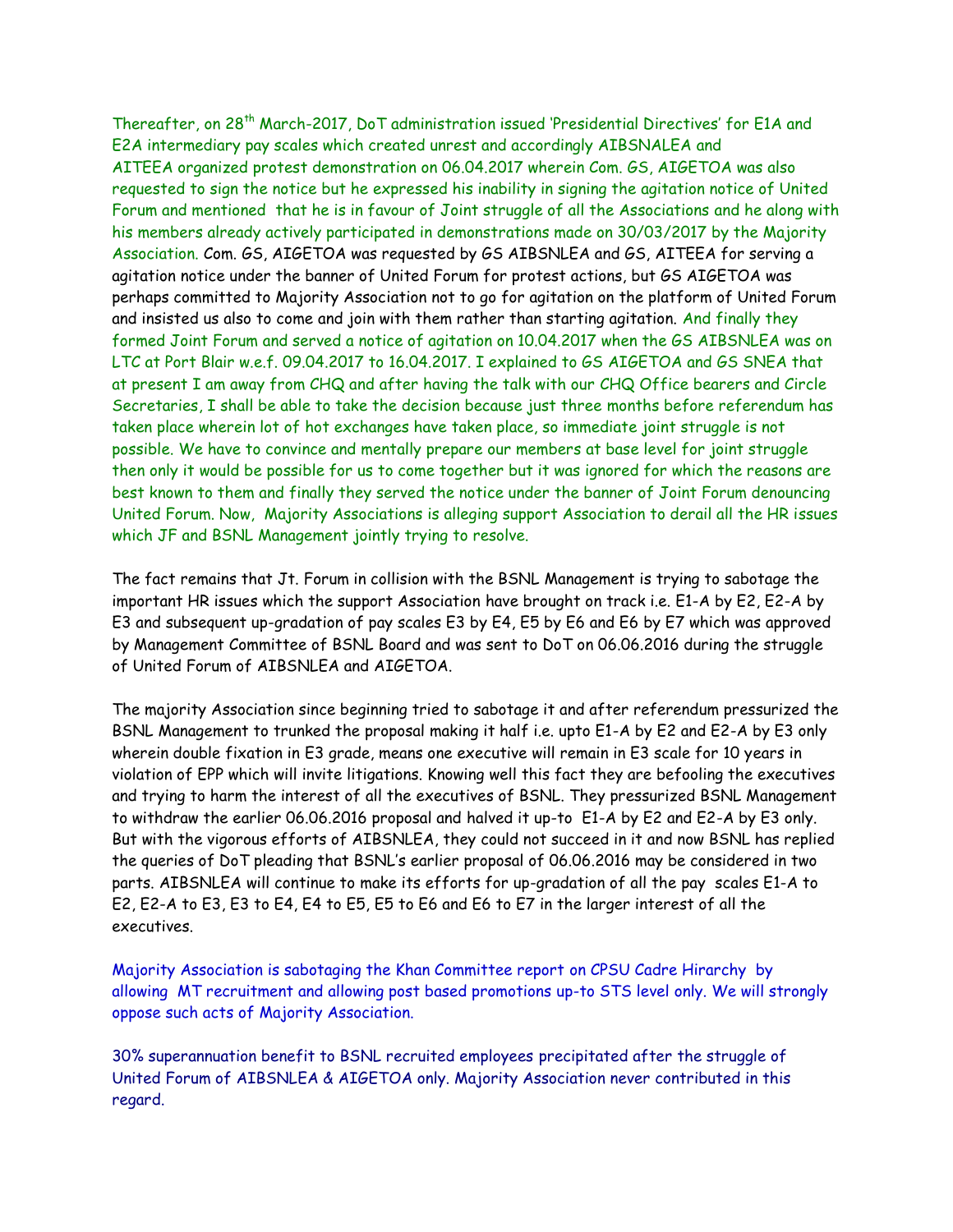Thereafter, on 28th March-2017, DoT administration issued 'Presidential Directives' for E1A and E2A intermediary pay scales which created unrest and accordingly AIBSNALEA and AITEEA organized protest demonstration on 06.04.2017 wherein Com. GS, AIGETOA was also requested to sign the notice but he expressed his inability in signing the agitation notice of United Forum and mentioned that he is in favour of Joint struggle of all the Associations and he along with his members already actively participated in demonstrations made on 30/03/2017 by the Majority Association. Com. GS, AIGETOA was requested by GS AIBSNLEA and GS, AITEEA for serving a agitation notice under the banner of United Forum for protest actions, but GS AIGETOA was perhaps committed to Majority Association not to go for agitation on the platform of United Forum and insisted us also to come and join with them rather than starting agitation. And finally they formed Joint Forum and served a notice of agitation on 10.04.2017 when the GS AIBSNLEA was on LTC at Port Blair w.e.f. 09.04.2017 to 16.04.2017. I explained to GS AIGETOA and GS SNEA that at present I am away from CHQ and after having the talk with our CHQ Office bearers and Circle Secretaries, I shall be able to take the decision because just three months before referendum has taken place wherein lot of hot exchanges have taken place, so immediate joint struggle is not possible. We have to convince and mentally prepare our members at base level for joint struggle then only it would be possible for us to come together but it was ignored for which the reasons are best known to them and finally they served the notice under the banner of Joint Forum denouncing United Forum. Now, Majority Associations is alleging support Association to derail all the HR issues which JF and BSNL Management jointly trying to resolve.

The fact remains that Jt. Forum in collision with the BSNL Management is trying to sabotage the important HR issues which the support Association have brought on track i.e. E1-A by E2, E2-A by E3 and subsequent up-gradation of pay scales E3 by E4, E5 by E6 and E6 by E7 which was approved by Management Committee of BSNL Board and was sent to DoT on 06.06.2016 during the struggle of United Forum of AIBSNLEA and AIGETOA.

The majority Association since beginning tried to sabotage it and after referendum pressurized the BSNL Management to trunked the proposal making it half i.e. upto E1-A by E2 and E2-A by E3 only wherein double fixation in E3 grade, means one executive will remain in E3 scale for 10 years in violation of EPP which will invite litigations. Knowing well this fact they are befooling the executives and trying to harm the interest of all the executives of BSNL. They pressurized BSNL Management to withdraw the earlier 06.06.2016 proposal and halved it up-to E1-A by E2 and E2-A by E3 only. But with the vigorous efforts of AIBSNLEA, they could not succeed in it and now BSNL has replied the queries of DoT pleading that BSNL's earlier proposal of 06.06.2016 may be considered in two parts. AIBSNLEA will continue to make its efforts for up-gradation of all the pay scales E1-A to E2, E2-A to E3, E3 to E4, E4 to E5, E5 to E6 and E6 to E7 in the larger interest of all the executives.

Majority Association is sabotaging the Khan Committee report on CPSU Cadre Hirarchy by allowing MT recruitment and allowing post based promotions up-to STS level only. We will strongly oppose such acts of Majority Association.

30% superannuation benefit to BSNL recruited employees precipitated after the struggle of United Forum of AIBSNLEA & AIGETOA only. Majority Association never contributed in this regard.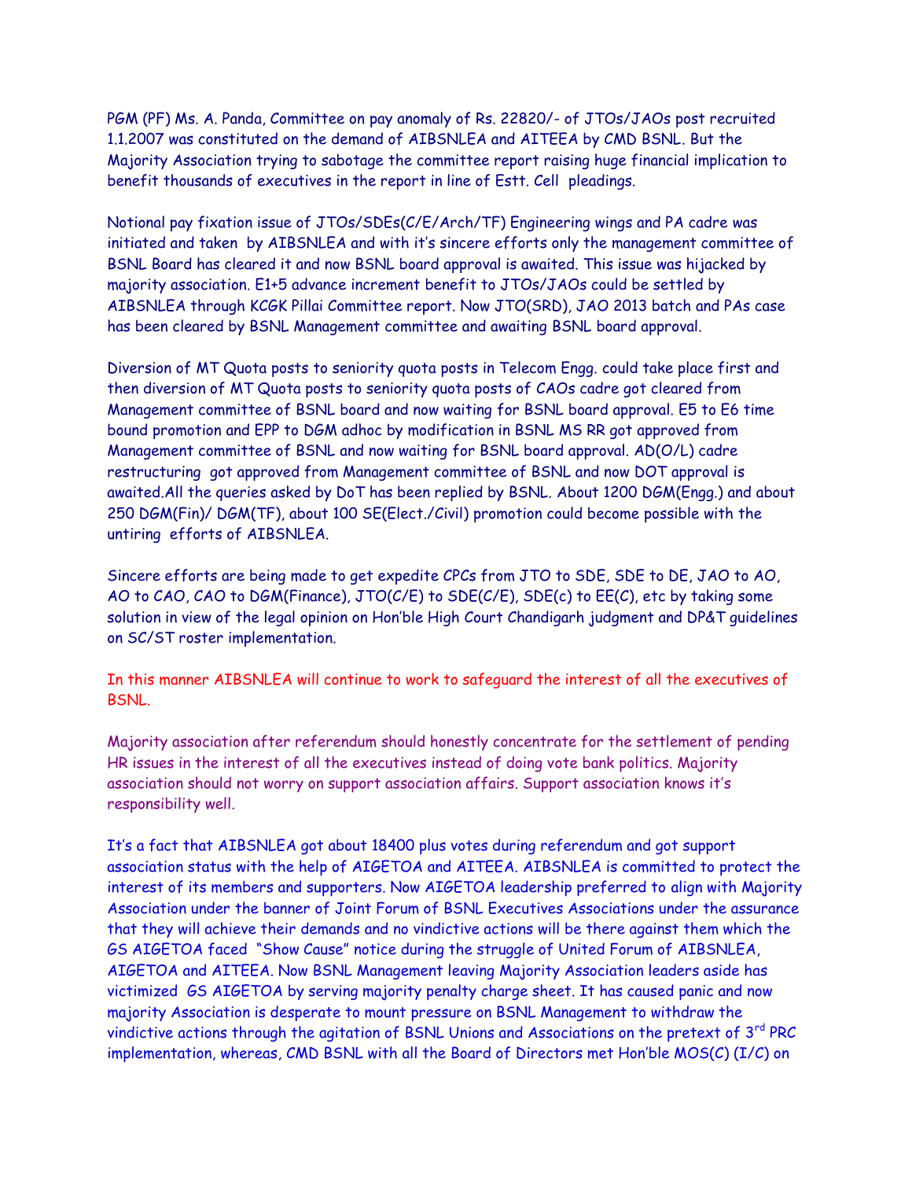PGM (PF) Ms. A. Panda, Committee on pay anomaly of Rs. 22820/- of JTOs/JAOs post recruited 1.1.2007 was constituted on the demand of AIBSNLEA and AITEEA by CMD BSNL. But the Majority Association trying to sabotage the committee report raising huge financial implication to benefit thousands of executives in the report in line of Estt. Cell pleadings.

Notional pay fixation issue of JTOs/SDEs(C/E/Arch/TF) Engineering wings and PA cadre was initiated and taken by AIBSNLEA and with it's sincere efforts only the management committee of BSNL Board has cleared it and now BSNL board approval is awaited. This issue was hijacked by majority association. E1+5 advance increment benefit to JTOs/JAOs could be settled by AIBSNLEA through KCGK Pillai Committee report. Now JTO(SRD), JAO 2013 batch and PAs case has been cleared by BSNL Management committee and awaiting BSNL board approval.

Diversion of MT Quota posts to seniority quota posts in Telecom Engg. could take place first and then diversion of MT Quota posts to seniority quota posts of CAOs cadre got cleared from Management committee of BSNL board and now waiting for BSNL board approval. E5 to E6 time bound promotion and EPP to DGM adhoc by modification in BSNL MS RR got approved from Management committee of BSNL and now waiting for BSNL board approval. AD(O/L) cadre restructuring got approved from Management committee of BSNL and now DOT approval is awaited.All the queries asked by DoT has been replied by BSNL. About 1200 DGM(Engg.) and about 250 DGM(Fin)/ DGM(TF), about 100 SE(Elect./Civil) promotion could become possible with the untiring efforts of AIBSNLEA.

Sincere efforts are being made to get expedite CPCs from JTO to SDE, SDE to DE, JAO to AO, AO to CAO, CAO to DGM(Finance), JTO(C/E) to SDE(C/E), SDE(c) to EE(C), etc by taking some solution in view of the legal opinion on Hon'ble High Court Chandigarh judgment and DP&T guidelines on SC/ST roster implementation.

In this manner AIBSNLEA will continue to work to safeguard the interest of all the executives of BSNL.

Majority association after referendum should honestly concentrate for the settlement of pending HR issues in the interest of all the executives instead of doing vote bank politics. Majority association should not worry on support association affairs. Support association knows it's responsibility well.

It's a fact that AIBSNLEA got about 18400 plus votes during referendum and got support association status with the help of AIGETOA and AITEEA. AIBSNLEA is committed to protect the interest of its members and supporters. Now AIGETOA leadership preferred to align with Majority Association under the banner of Joint Forum of BSNL Executives Associations under the assurance that they will achieve their demands and no vindictive actions will be there against them which the GS AIGETOA faced "Show Cause" notice during the struggle of United Forum of AIBSNLEA, AIGETOA and AITEEA. Now BSNL Management leaving Majority Association leaders aside has victimized GS AIGETOA by serving majority penalty charge sheet. It has caused panic and now majority Association is desperate to mount pressure on BSNL Management to withdraw the vindictive actions through the agitation of BSNL Unions and Associations on the pretext of 3rd PRC implementation, whereas, CMD BSNL with all the Board of Directors met Hon'ble MOS(C) (I/C) on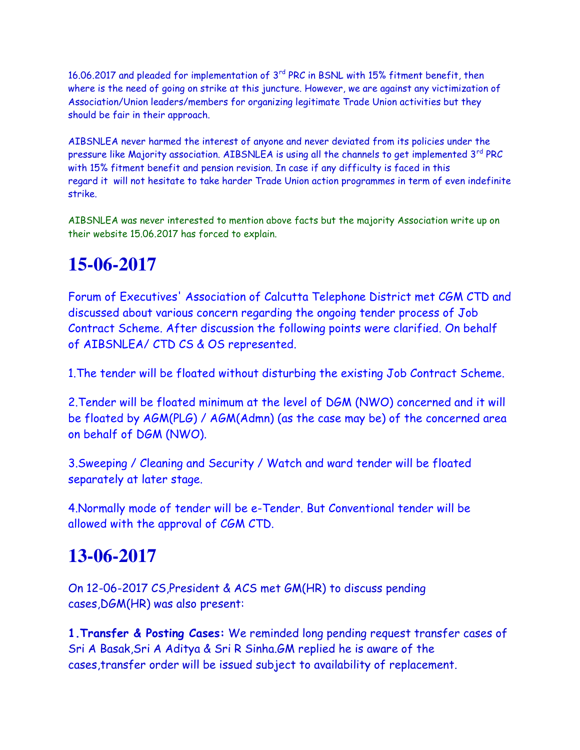16.06.2017 and pleaded for implementation of 3rd PRC in BSNL with 15% fitment benefit, then where is the need of going on strike at this juncture. However, we are against any victimization of Association/Union leaders/members for organizing legitimate Trade Union activities but they should be fair in their approach.

AIBSNLEA never harmed the interest of anyone and never deviated from its policies under the pressure like Majority association. AIBSNLEA is using all the channels to get implemented 3rd PRC with 15% fitment benefit and pension revision. In case if any difficulty is faced in this regard it will not hesitate to take harder Trade Union action programmes in term of even indefinite strike.

AIBSNLEA was never interested to mention above facts but the majority Association write up on their website 15.06.2017 has forced to explain.

# 15-06-2017

Forum of Executives' Association of Calcutta Telephone District met CGM CTD and discussed about various concern regarding the ongoing tender process of Job Contract Scheme. After discussion the following points were clarified. On behalf of AIBSNLEA/ CTD CS & OS represented.

1.The tender will be floated without disturbing the existing Job Contract Scheme.

2.Tender will be floated minimum at the level of DGM (NWO) concerned and it will be floated by AGM(PLG) / AGM(Admn) (as the case may be) of the concerned area on behalf of DGM (NWO).

3.Sweeping / Cleaning and Security / Watch and ward tender will be floated separately at later stage.

4.Normally mode of tender will be e-Tender. But Conventional tender will be allowed with the approval of CGM CTD.

# 13-06-2017

On 12-06-2017 CS,President & ACS met GM(HR) to discuss pending cases,DGM(HR) was also present:

**1.Transfer & Posting Cases:** We reminded long pending request transfer cases of Sri A Basak,Sri A Aditya & Sri R Sinha.GM replied he is aware of the cases,transfer order will be issued subject to availability of replacement.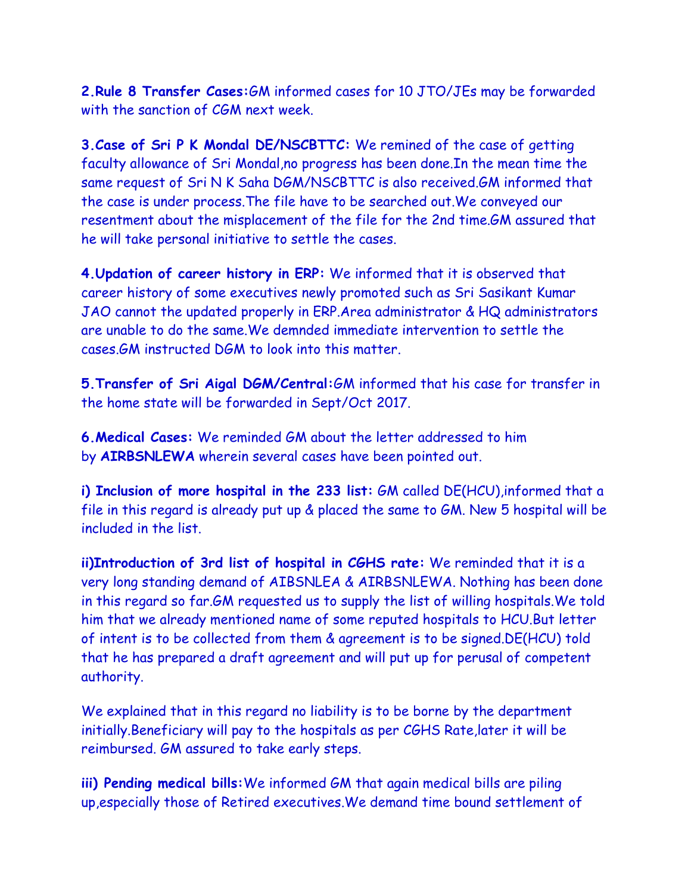**2.Rule 8 Transfer Cases:**GM informed cases for 10 JTO/JEs may be forwarded with the sanction of CGM next week.

**3.Case of Sri P K Mondal DE/NSCBTTC:** We remined of the case of getting faculty allowance of Sri Mondal,no progress has been done.In the mean time the same request of Sri N K Saha DGM/NSCBTTC is also received.GM informed that the case is under process.The file have to be searched out.We conveyed our resentment about the misplacement of the file for the 2nd time.GM assured that he will take personal initiative to settle the cases.

**4.Updation of career history in ERP:** We informed that it is observed that career history of some executives newly promoted such as Sri Sasikant Kumar JAO cannot the updated properly in ERP.Area administrator & HQ administrators are unable to do the same.We demnded immediate intervention to settle the cases.GM instructed DGM to look into this matter.

**5.Transfer of Sri Aigal DGM/Central:**GM informed that his case for transfer in the home state will be forwarded in Sept/Oct 2017.

**6.Medical Cases:** We reminded GM about the letter addressed to him by **AIRBSNLEWA** wherein several cases have been pointed out.

**i) Inclusion of more hospital in the 233 list:** GM called DE(HCU),informed that a file in this regard is already put up & placed the same to GM. New 5 hospital will be included in the list.

**ii)Introduction of 3rd list of hospital in CGHS rate:** We reminded that it is a very long standing demand of AIBSNLEA & AIRBSNLEWA. Nothing has been done in this regard so far.GM requested us to supply the list of willing hospitals.We told him that we already mentioned name of some reputed hospitals to HCU.But letter of intent is to be collected from them & agreement is to be signed.DE(HCU) told that he has prepared a draft agreement and will put up for perusal of competent authority.

We explained that in this regard no liability is to be borne by the department initially.Beneficiary will pay to the hospitals as per CGHS Rate,later it will be reimbursed. GM assured to take early steps.

**iii) Pending medical bills:**We informed GM that again medical bills are piling up,especially those of Retired executives.We demand time bound settlement of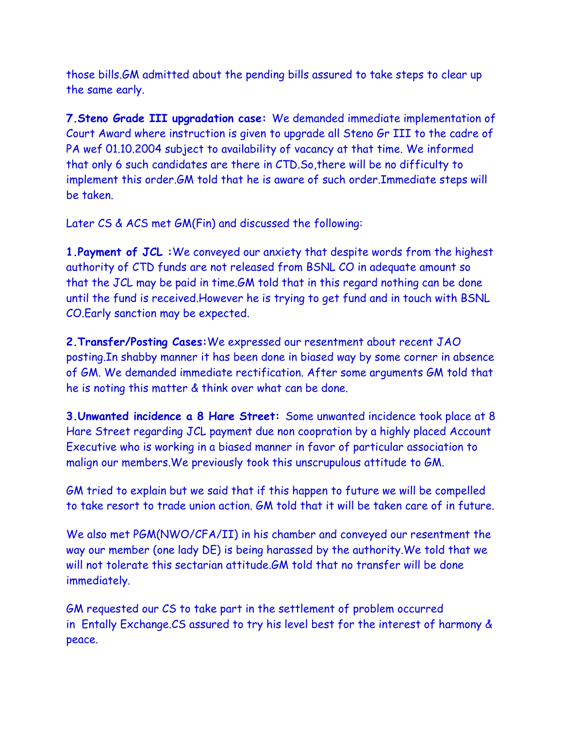those bills.GM admitted about the pending bills assured to take steps to clear up the same early.

**7.Steno Grade III upgradation case:** We demanded immediate implementation of Court Award where instruction is given to upgrade all Steno Gr III to the cadre of PA wef 01.10.2004 subject to availability of vacancy at that time. We informed that only 6 such candidates are there in CTD.So,there will be no difficulty to implement this order.GM told that he is aware of such order.Immediate steps will be taken.

Later CS & ACS met GM(Fin) and discussed the following:

**1.Payment of JCL :**We conveyed our anxiety that despite words from the highest authority of CTD funds are not released from BSNL CO in adequate amount so that the JCL may be paid in time.GM told that in this regard nothing can be done until the fund is received.However he is trying to get fund and in touch with BSNL CO.Early sanction may be expected.

**2.Transfer/Posting Cases:**We expressed our resentment about recent JAO posting.In shabby manner it has been done in biased way by some corner in absence of GM. We demanded immediate rectification. After some arguments GM told that he is noting this matter & think over what can be done.

**3.Unwanted incidence a 8 Hare Street:** Some unwanted incidence took place at 8 Hare Street regarding JCL payment due non coopration by a highly placed Account Executive who is working in a biased manner in favor of particular association to malign our members.We previously took this unscrupulous attitude to GM.

GM tried to explain but we said that if this happen to future we will be compelled to take resort to trade union action. GM told that it will be taken care of in future.

We also met PGM(NWO/CFA/II) in his chamber and conveyed our resentment the way our member (one lady DE) is being harassed by the authority.We told that we will not tolerate this sectarian attitude.GM told that no transfer will be done immediately.

GM requested our CS to take part in the settlement of problem occurred in Entally Exchange.CS assured to try his level best for the interest of harmony & peace.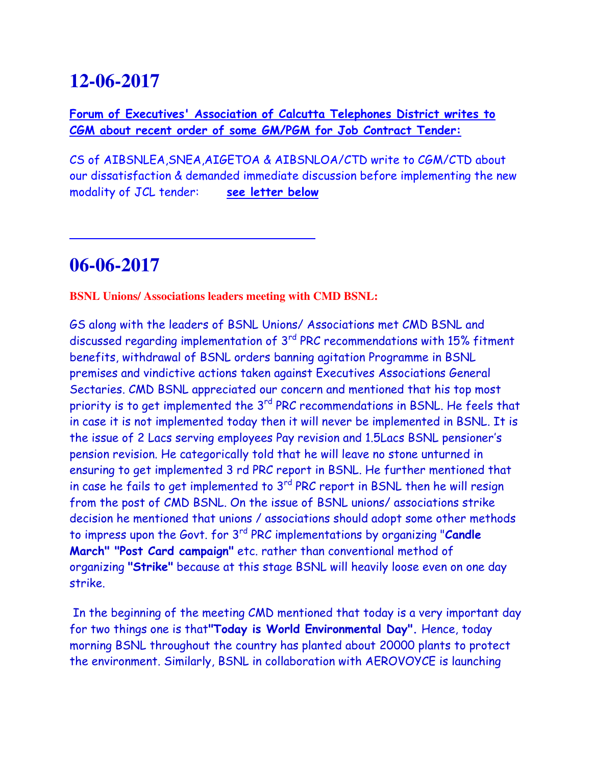# 12-06-2017

**Forum of Executives' Association of Calcutta Telephones District writes to CGM about recent order of some GM/PGM for Job Contract Tender:**

CS of AIBSNLEA,SNEA,AIGETOA & AIBSNLOA/CTD write to CGM/CTD about our dissatisfaction & demanded immediate discussion before implementing the new modality of JCL tender: **see letter below**

---

# 06-06-2017

**BSNL Unions/ Associations leaders meeting with CMD BSNL:**

GS along with the leaders of BSNL Unions/ Associations met CMD BSNL and discussed regarding implementation of 3rd PRC recommendations with 15% fitment benefits, withdrawal of BSNL orders banning agitation Programme in BSNL premises and vindictive actions taken against Executives Associations General Sectaries. CMD BSNL appreciated our concern and mentioned that his top most priority is to get implemented the 3rd PRC recommendations in BSNL. He feels that in case it is not implemented today then it will never be implemented in BSNL. It is the issue of 2 Lacs serving employees Pay revision and 1.5Lacs BSNL pensioner's pension revision. He categorically told that he will leave no stone unturned in ensuring to get implemented 3 rd PRC report in BSNL. He further mentioned that in case he fails to get implemented to 3rd PRC report in BSNL then he will resign from the post of CMD BSNL. On the issue of BSNL unions/ associations strike decision he mentioned that unions / associations should adopt some other methods to impress upon the Govt. for 3rd PRC implementations by organizing "**Candle March" "Post Card campaign"** etc. rather than conventional method of organizing **"Strike"** because at this stage BSNL will heavily loose even on one day strike.

In the beginning of the meeting CMD mentioned that today is a very important day for two things one is that**"Today is World Environmental Day".** Hence, today morning BSNL throughout the country has planted about 20000 plants to protect the environment. Similarly, BSNL in collaboration with AEROVOYCE is launching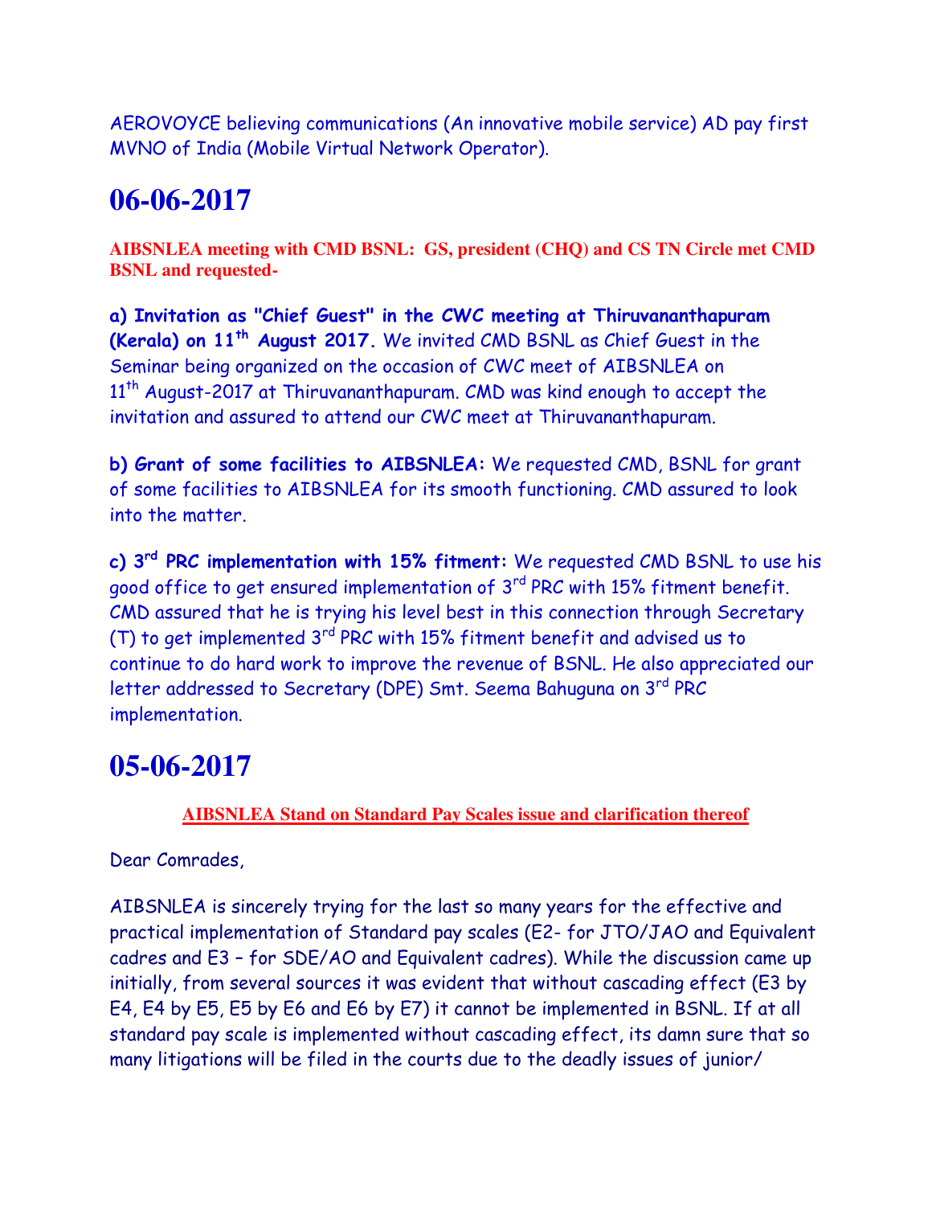AEROVOYCE believing communications (An innovative mobile service) AD pay first MVNO of India (Mobile Virtual Network Operator).

# 06-06-2017

**AIBSNLEA meeting with CMD BSNL: GS, president (CHQ) and CS TN Circle met CMD BSNL and requested-**

**a) Invitation as "Chief Guest" in the CWC meeting at Thiruvananthapuram (Kerala) on 11th August 2017.** We invited CMD BSNL as Chief Guest in the Seminar being organized on the occasion of CWC meet of AIBSNLEA on 11th August-2017 at Thiruvananthapuram. CMD was kind enough to accept the invitation and assured to attend our CWC meet at Thiruvananthapuram.

**b) Grant of some facilities to AIBSNLEA:** We requested CMD, BSNL for grant of some facilities to AIBSNLEA for its smooth functioning. CMD assured to look into the matter.

**c) 3rd PRC implementation with 15% fitment:** We requested CMD BSNL to use his good office to get ensured implementation of 3rd PRC with 15% fitment benefit. CMD assured that he is trying his level best in this connection through Secretary (T) to get implemented 3rd PRC with 15% fitment benefit and advised us to continue to do hard work to improve the revenue of BSNL. He also appreciated our letter addressed to Secretary (DPE) Smt. Seema Bahuguna on 3rd PRC implementation.

# 05-06-2017

**AIBSNLEA Stand on Standard Pay Scales issue and clarification thereof**

Dear Comrades,

AIBSNLEA is sincerely trying for the last so many years for the effective and practical implementation of Standard pay scales (E2- for JTO/JAO and Equivalent cadres and E3 – for SDE/AO and Equivalent cadres). While the discussion came up initially, from several sources it was evident that without cascading effect (E3 by E4, E4 by E5, E5 by E6 and E6 by E7) it cannot be implemented in BSNL. If at all standard pay scale is implemented without cascading effect, its damn sure that so many litigations will be filed in the courts due to the deadly issues of junior/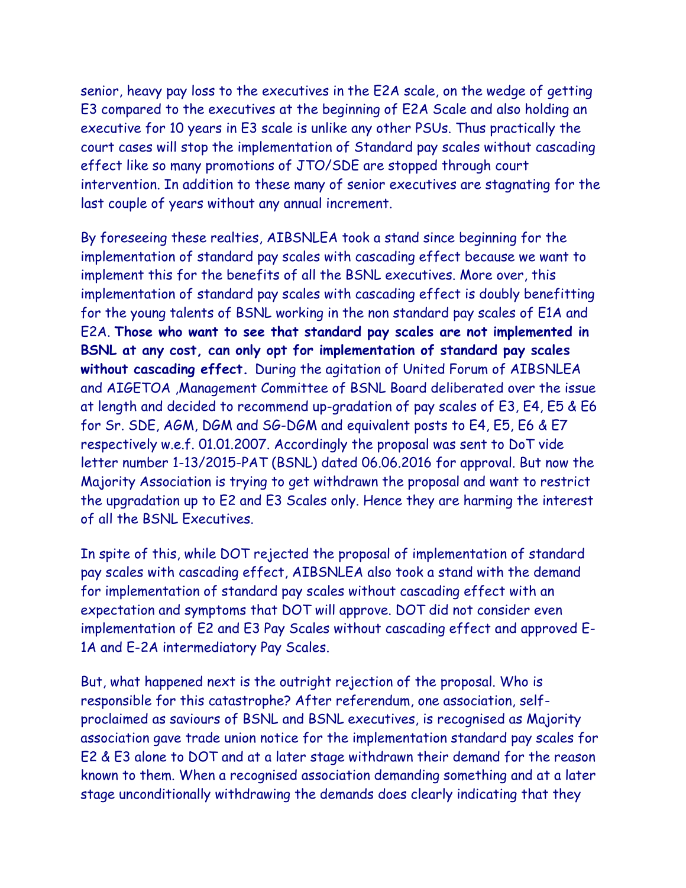senior, heavy pay loss to the executives in the E2A scale, on the wedge of getting E3 compared to the executives at the beginning of E2A Scale and also holding an executive for 10 years in E3 scale is unlike any other PSUs. Thus practically the court cases will stop the implementation of Standard pay scales without cascading effect like so many promotions of JTO/SDE are stopped through court intervention. In addition to these many of senior executives are stagnating for the last couple of years without any annual increment.

By foreseeing these realties, AIBSNLEA took a stand since beginning for the implementation of standard pay scales with cascading effect because we want to implement this for the benefits of all the BSNL executives. More over, this implementation of standard pay scales with cascading effect is doubly benefitting for the young talents of BSNL working in the non standard pay scales of E1A and E2A. **Those who want to see that standard pay scales are not implemented in BSNL at any cost, can only opt for implementation of standard pay scales without cascading effect.** During the agitation of United Forum of AIBSNLEA and AIGETOA ,Management Committee of BSNL Board deliberated over the issue at length and decided to recommend up-gradation of pay scales of E3, E4, E5 & E6 for Sr. SDE, AGM, DGM and SG-DGM and equivalent posts to E4, E5, E6 & E7 respectively w.e.f. 01.01.2007. Accordingly the proposal was sent to DoT vide letter number 1-13/2015-PAT (BSNL) dated 06.06.2016 for approval. But now the Majority Association is trying to get withdrawn the proposal and want to restrict the upgradation up to E2 and E3 Scales only. Hence they are harming the interest of all the BSNL Executives.

In spite of this, while DOT rejected the proposal of implementation of standard pay scales with cascading effect, AIBSNLEA also took a stand with the demand for implementation of standard pay scales without cascading effect with an expectation and symptoms that DOT will approve. DOT did not consider even implementation of E2 and E3 Pay Scales without cascading effect and approved E-1A and E-2A intermediatory Pay Scales.

But, what happened next is the outright rejection of the proposal. Who is responsible for this catastrophe? After referendum, one association, self-proclaimed as saviours of BSNL and BSNL executives, is recognised as Majority association gave trade union notice for the implementation standard pay scales for E2 & E3 alone to DOT and at a later stage withdrawn their demand for the reason known to them. When a recognised association demanding something and at a later stage unconditionally withdrawing the demands does clearly indicating that they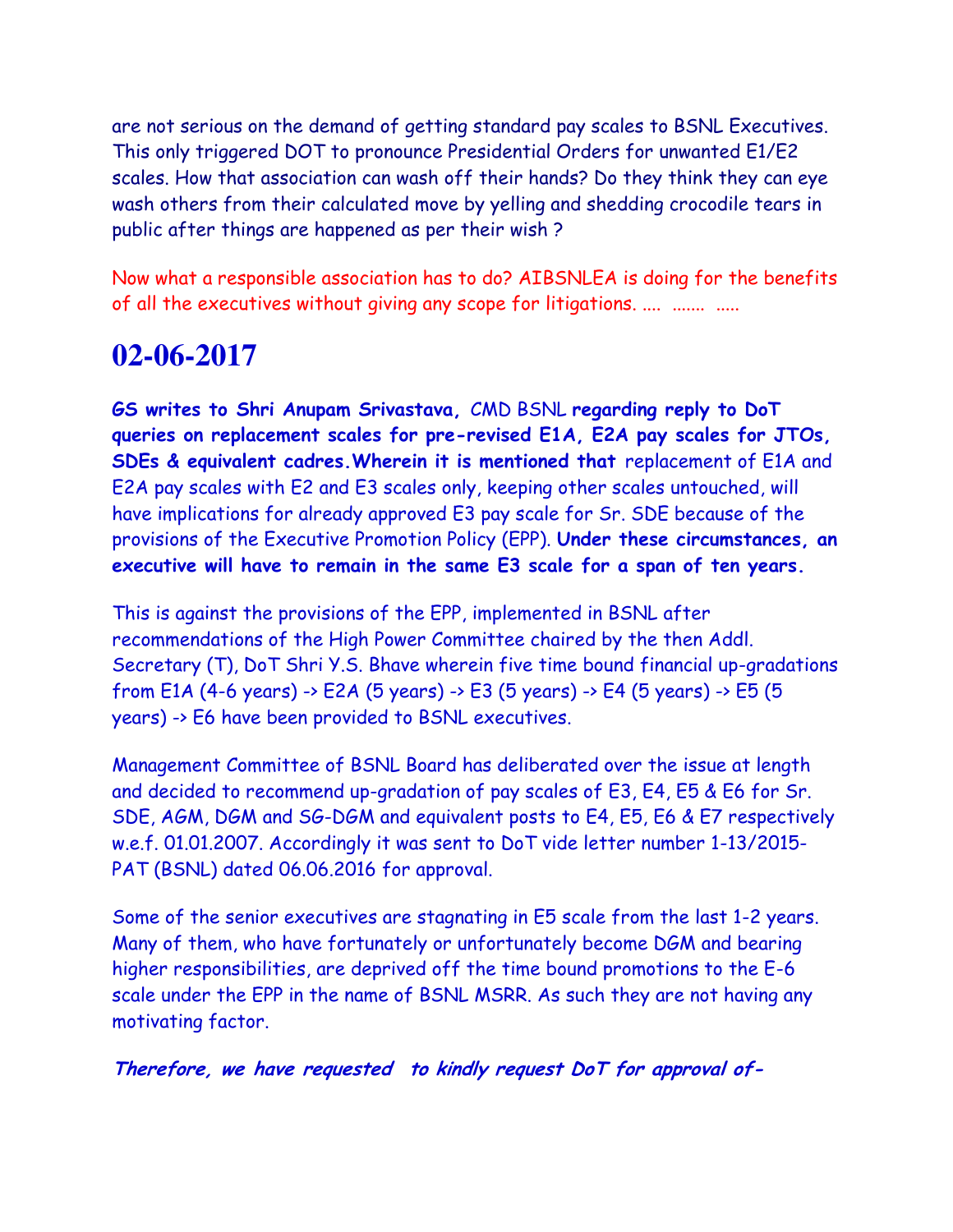are not serious on the demand of getting standard pay scales to BSNL Executives. This only triggered DOT to pronounce Presidential Orders for unwanted E1/E2 scales. How that association can wash off their hands? Do they think they can eye wash others from their calculated move by yelling and shedding crocodile tears in public after things are happened as per their wish ?

Now what a responsible association has to do? AIBSNLEA is doing for the benefits of all the executives without giving any scope for litigations. .... ....... .....

# 02-06-2017

**GS writes to Shri Anupam Srivastava,** CMD BSNL **regarding reply to DoT queries on replacement scales for pre-revised E1A, E2A pay scales for JTOs, SDEs & equivalent cadres.Wherein it is mentioned that** replacement of E1A and E2A pay scales with E2 and E3 scales only, keeping other scales untouched, will have implications for already approved E3 pay scale for Sr. SDE because of the provisions of the Executive Promotion Policy (EPP). **Under these circumstances, an executive will have to remain in the same E3 scale for a span of ten years.**

This is against the provisions of the EPP, implemented in BSNL after recommendations of the High Power Committee chaired by the then Addl. Secretary (T), DoT Shri Y.S. Bhave wherein five time bound financial up-gradations from E1A (4-6 years) -> E2A (5 years) -> E3 (5 years) -> E4 (5 years) -> E5 (5 years) -> E6 have been provided to BSNL executives.

Management Committee of BSNL Board has deliberated over the issue at length and decided to recommend up-gradation of pay scales of E3, E4, E5 & E6 for Sr. SDE, AGM, DGM and SG-DGM and equivalent posts to E4, E5, E6 & E7 respectively w.e.f. 01.01.2007. Accordingly it was sent to DoT vide letter number 1-13/2015-PAT (BSNL) dated 06.06.2016 for approval.

Some of the senior executives are stagnating in E5 scale from the last 1-2 years. Many of them, who have fortunately or unfortunately become DGM and bearing higher responsibilities, are deprived off the time bound promotions to the E-6 scale under the EPP in the name of BSNL MSRR. As such they are not having any motivating factor.

***Therefore, we have requested to kindly request DoT for approval of-***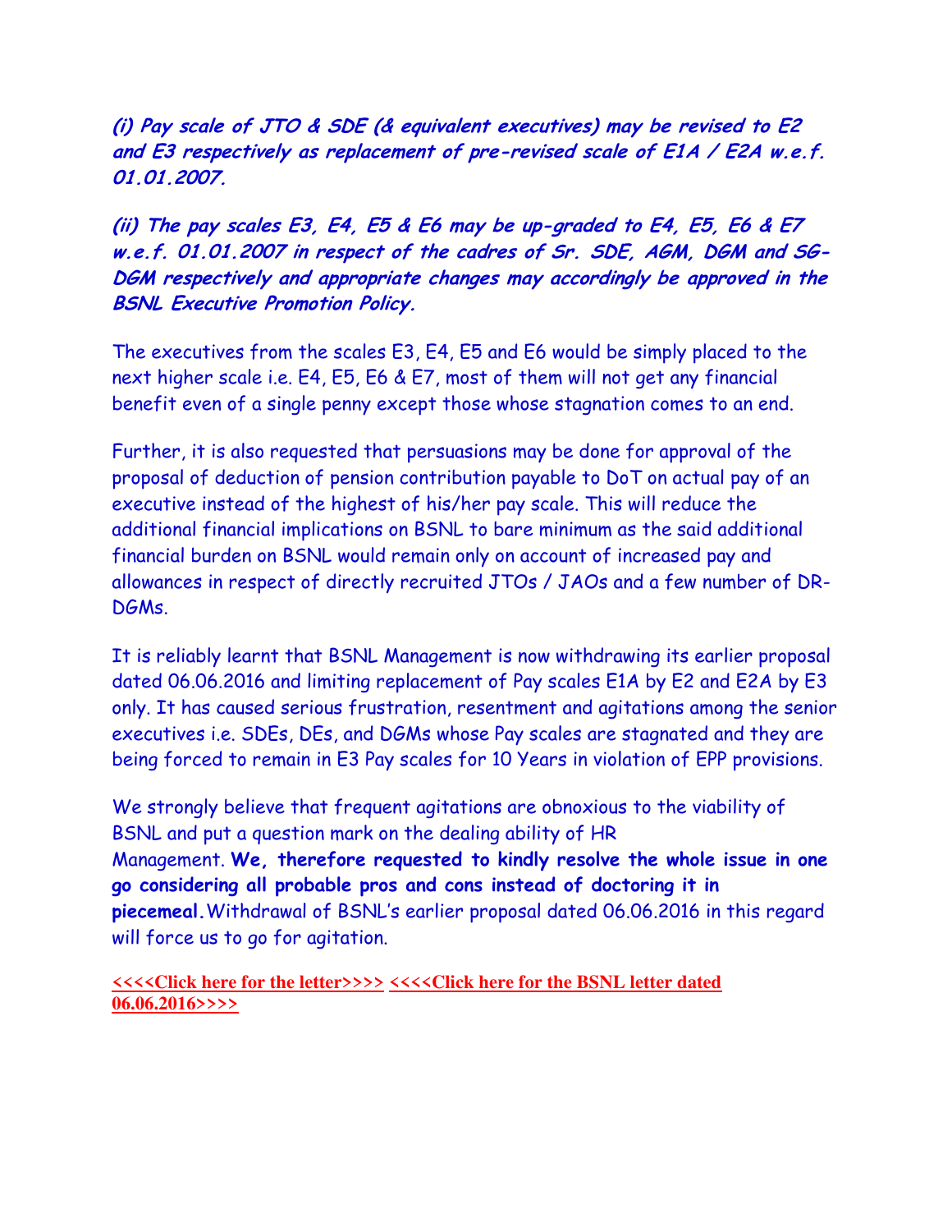***(i) Pay scale of JTO & SDE (& equivalent executives) may be revised to E2 and E3 respectively as replacement of pre-revised scale of E1A / E2A w.e.f. 01.01.2007.***

***(ii) The pay scales E3, E4, E5 & E6 may be up-graded to E4, E5, E6 & E7 w.e.f. 01.01.2007 in respect of the cadres of Sr. SDE, AGM, DGM and SG-DGM respectively and appropriate changes may accordingly be approved in the BSNL Executive Promotion Policy.***

The executives from the scales E3, E4, E5 and E6 would be simply placed to the next higher scale i.e. E4, E5, E6 & E7, most of them will not get any financial benefit even of a single penny except those whose stagnation comes to an end.

Further, it is also requested that persuasions may be done for approval of the proposal of deduction of pension contribution payable to DoT on actual pay of an executive instead of the highest of his/her pay scale. This will reduce the additional financial implications on BSNL to bare minimum as the said additional financial burden on BSNL would remain only on account of increased pay and allowances in respect of directly recruited JTOs / JAOs and a few number of DR-DGMs.

It is reliably learnt that BSNL Management is now withdrawing its earlier proposal dated 06.06.2016 and limiting replacement of Pay scales E1A by E2 and E2A by E3 only. It has caused serious frustration, resentment and agitations among the senior executives i.e. SDEs, DEs, and DGMs whose Pay scales are stagnated and they are being forced to remain in E3 Pay scales for 10 Years in violation of EPP provisions.

We strongly believe that frequent agitations are obnoxious to the viability of BSNL and put a question mark on the dealing ability of HR Management. **We, therefore requested to kindly resolve the whole issue in one go considering all probable pros and cons instead of doctoring it in piecemeal.** Withdrawal of BSNL's earlier proposal dated 06.06.2016 in this regard will force us to go for agitation.

**<<<<Click here for the letter>>>>** **<<<<Click here for the BSNL letter dated 06.06.2016>>>>**